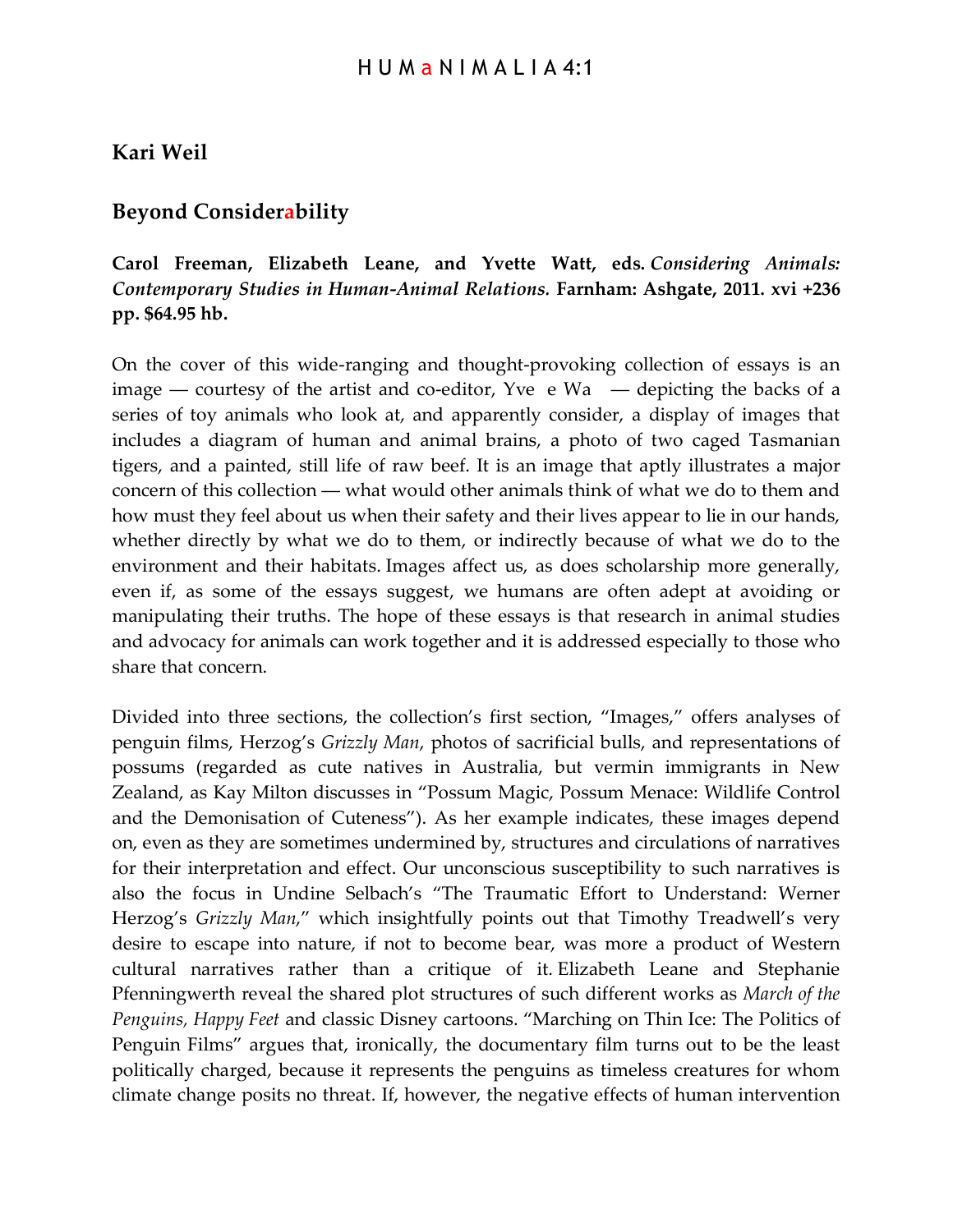# Kari Weil

## Beyond Considerability

**Carol Freeman, Elizabeth Leane, and Yvette Watt, eds.** ***Considering Animals: Contemporary Studies in Human-Animal Relations.*** **Farnham: Ashgate, 2011. xvi +236 pp. $64.95 hb.**

On the cover of this wide-ranging and thought-provoking collection of essays is an image — courtesy of the artist and co-editor, Yve e Wa — depicting the backs of a series of toy animals who look at, and apparently consider, a display of images that includes a diagram of human and animal brains, a photo of two caged Tasmanian tigers, and a painted, still life of raw beef. It is an image that aptly illustrates a major concern of this collection — what would other animals think of what we do to them and how must they feel about us when their safety and their lives appear to lie in our hands, whether directly by what we do to them, or indirectly because of what we do to the environment and their habitats. Images affect us, as does scholarship more generally, even if, as some of the essays suggest, we humans are often adept at avoiding or manipulating their truths. The hope of these essays is that research in animal studies and advocacy for animals can work together and it is addressed especially to those who share that concern.

Divided into three sections, the collection's first section, "Images," offers analyses of penguin films, Herzog's *Grizzly Man*, photos of sacrificial bulls, and representations of possums (regarded as cute natives in Australia, but vermin immigrants in New Zealand, as Kay Milton discusses in "Possum Magic, Possum Menace: Wildlife Control and the Demonisation of Cuteness"). As her example indicates, these images depend on, even as they are sometimes undermined by, structures and circulations of narratives for their interpretation and effect. Our unconscious susceptibility to such narratives is also the focus in Undine Selbach's "The Traumatic Effort to Understand: Werner Herzog's *Grizzly Man*," which insightfully points out that Timothy Treadwell's very desire to escape into nature, if not to become bear, was more a product of Western cultural narratives rather than a critique of it. Elizabeth Leane and Stephanie Pfenningwerth reveal the shared plot structures of such different works as *March of the Penguins, Happy Feet* and classic Disney cartoons. "Marching on Thin Ice: The Politics of Penguin Films" argues that, ironically, the documentary film turns out to be the least politically charged, because it represents the penguins as timeless creatures for whom climate change posits no threat. If, however, the negative effects of human intervention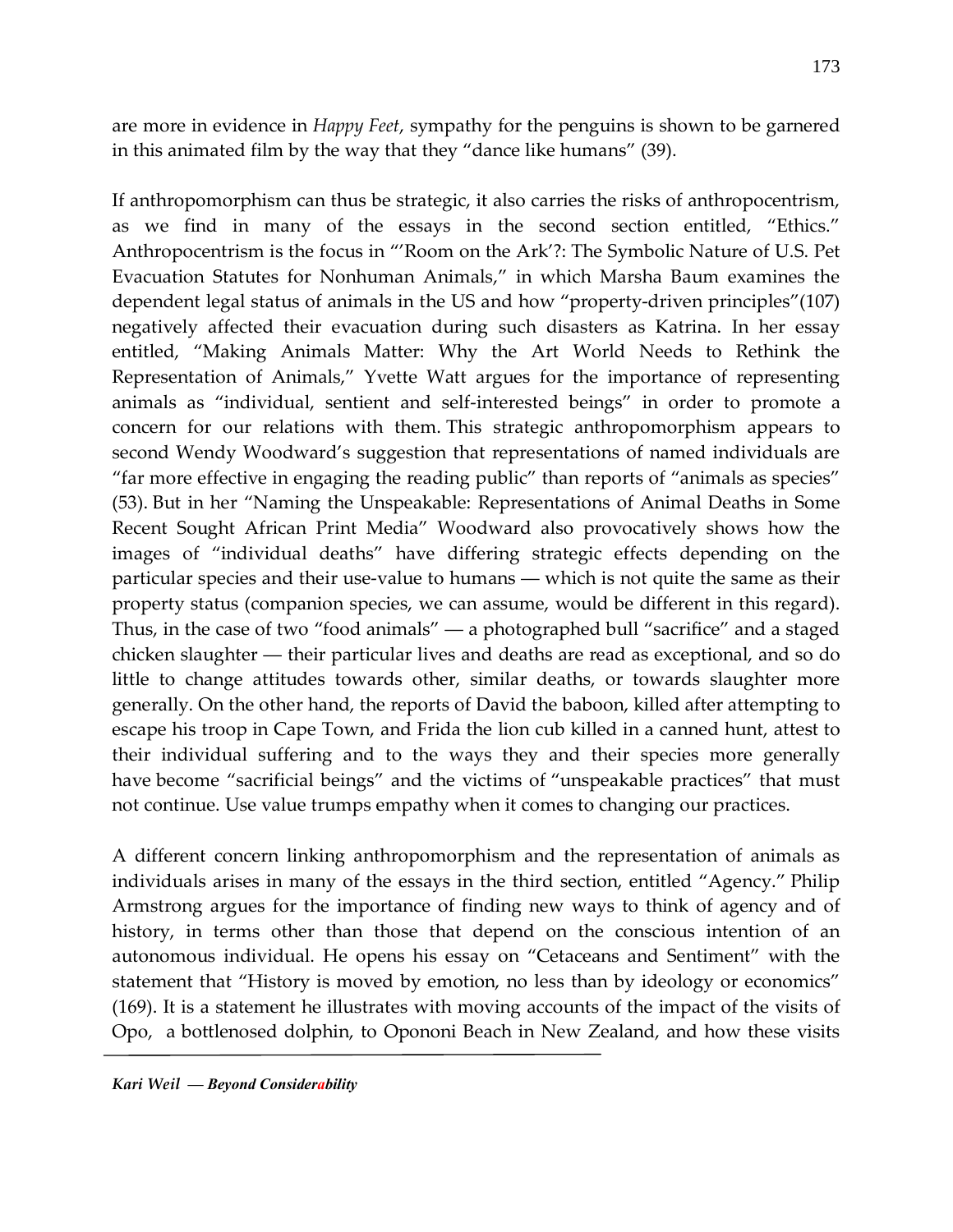are more in evidence in *Happy Feet*, sympathy for the penguins is shown to be garnered in this animated film by the way that they "dance like humans" (39).

If anthropomorphism can thus be strategic, it also carries the risks of anthropocentrism, as we find in many of the essays in the second section entitled, "Ethics." Anthropocentrism is the focus in "'Room on the Ark'?: The Symbolic Nature of U.S. Pet Evacuation Statutes for Nonhuman Animals," in which Marsha Baum examines the dependent legal status of animals in the US and how "property-driven principles"(107) negatively affected their evacuation during such disasters as Katrina. In her essay entitled, "Making Animals Matter: Why the Art World Needs to Rethink the Representation of Animals," Yvette Watt argues for the importance of representing animals as "individual, sentient and self-interested beings" in order to promote a concern for our relations with them. This strategic anthropomorphism appears to second Wendy Woodward's suggestion that representations of named individuals are "far more effective in engaging the reading public" than reports of "animals as species" (53). But in her "Naming the Unspeakable: Representations of Animal Deaths in Some Recent Sought African Print Media" Woodward also provocatively shows how the images of "individual deaths" have differing strategic effects depending on the particular species and their use-value to humans — which is not quite the same as their property status (companion species, we can assume, would be different in this regard). Thus, in the case of two "food animals" — a photographed bull "sacrifice" and a staged chicken slaughter — their particular lives and deaths are read as exceptional, and so do little to change attitudes towards other, similar deaths, or towards slaughter more generally. On the other hand, the reports of David the baboon, killed after attempting to escape his troop in Cape Town, and Frida the lion cub killed in a canned hunt, attest to their individual suffering and to the ways they and their species more generally have become "sacrificial beings" and the victims of "unspeakable practices" that must not continue. Use value trumps empathy when it comes to changing our practices.

A different concern linking anthropomorphism and the representation of animals as individuals arises in many of the essays in the third section, entitled "Agency." Philip Armstrong argues for the importance of finding new ways to think of agency and of history, in terms other than those that depend on the conscious intention of an autonomous individual. He opens his essay on "Cetaceans and Sentiment" with the statement that "History is moved by emotion, no less than by ideology or economics" (169). It is a statement he illustrates with moving accounts of the impact of the visits of Opo, a bottlenosed dolphin, to Opononi Beach in New Zealand, and how these visits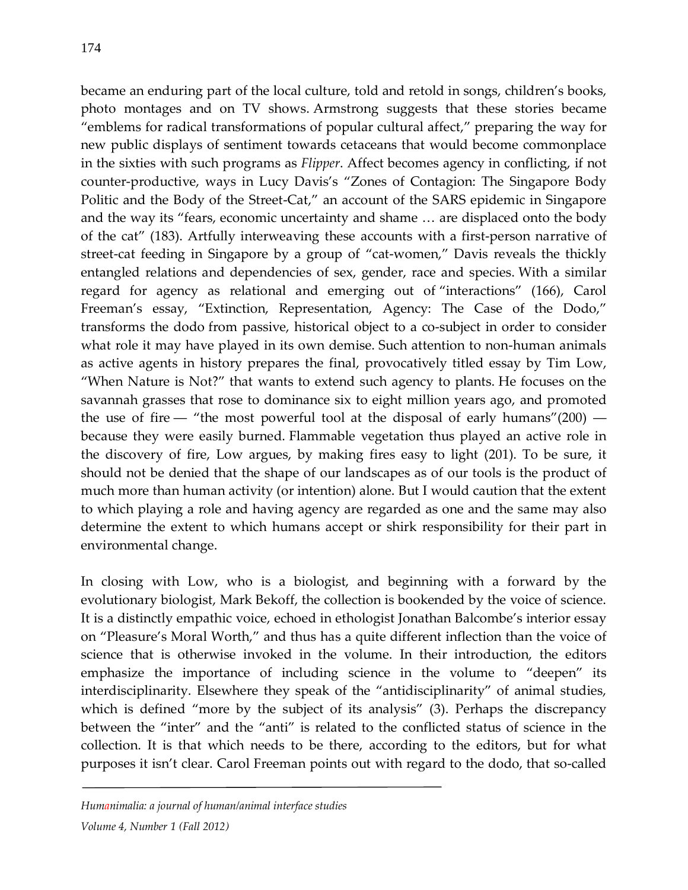became an enduring part of the local culture, told and retold in songs, children's books, photo montages and on TV shows. Armstrong suggests that these stories became "emblems for radical transformations of popular cultural affect," preparing the way for new public displays of sentiment towards cetaceans that would become commonplace in the sixties with such programs as *Flipper*. Affect becomes agency in conflicting, if not counter-productive, ways in Lucy Davis's "Zones of Contagion: The Singapore Body Politic and the Body of the Street-Cat," an account of the SARS epidemic in Singapore and the way its "fears, economic uncertainty and shame … are displaced onto the body of the cat" (183). Artfully interweaving these accounts with a first-person narrative of street-cat feeding in Singapore by a group of "cat-women," Davis reveals the thickly entangled relations and dependencies of sex, gender, race and species. With a similar regard for agency as relational and emerging out of "interactions" (166), Carol Freeman's essay, "Extinction, Representation, Agency: The Case of the Dodo," transforms the dodo from passive, historical object to a co-subject in order to consider what role it may have played in its own demise. Such attention to non-human animals as active agents in history prepares the final, provocatively titled essay by Tim Low, "When Nature is Not?" that wants to extend such agency to plants. He focuses on the savannah grasses that rose to dominance six to eight million years ago, and promoted the use of fire — "the most powerful tool at the disposal of early humans"(200) — because they were easily burned. Flammable vegetation thus played an active role in the discovery of fire, Low argues, by making fires easy to light (201). To be sure, it should not be denied that the shape of our landscapes as of our tools is the product of much more than human activity (or intention) alone. But I would caution that the extent to which playing a role and having agency are regarded as one and the same may also determine the extent to which humans accept or shirk responsibility for their part in environmental change.

In closing with Low, who is a biologist, and beginning with a forward by the evolutionary biologist, Mark Bekoff, the collection is bookended by the voice of science. It is a distinctly empathic voice, echoed in ethologist Jonathan Balcombe's interior essay on "Pleasure's Moral Worth," and thus has a quite different inflection than the voice of science that is otherwise invoked in the volume. In their introduction, the editors emphasize the importance of including science in the volume to "deepen" its interdisciplinarity. Elsewhere they speak of the "antidisciplinarity" of animal studies, which is defined "more by the subject of its analysis" (3). Perhaps the discrepancy between the "inter" and the "anti" is related to the conflicted status of science in the collection. It is that which needs to be there, according to the editors, but for what purposes it isn't clear. Carol Freeman points out with regard to the dodo, that so-called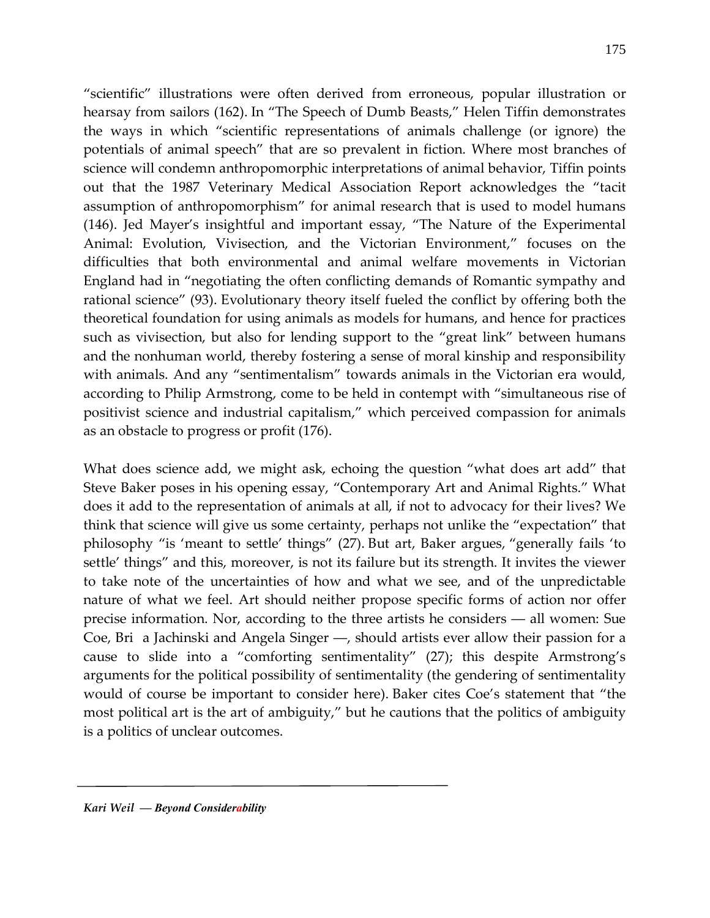"scientific" illustrations were often derived from erroneous, popular illustration or hearsay from sailors (162). In "The Speech of Dumb Beasts," Helen Tiffin demonstrates the ways in which "scientific representations of animals challenge (or ignore) the potentials of animal speech" that are so prevalent in fiction. Where most branches of science will condemn anthropomorphic interpretations of animal behavior, Tiffin points out that the 1987 Veterinary Medical Association Report acknowledges the "tacit assumption of anthropomorphism" for animal research that is used to model humans (146). Jed Mayer's insightful and important essay, "The Nature of the Experimental Animal: Evolution, Vivisection, and the Victorian Environment," focuses on the difficulties that both environmental and animal welfare movements in Victorian England had in "negotiating the often conflicting demands of Romantic sympathy and rational science" (93). Evolutionary theory itself fueled the conflict by offering both the theoretical foundation for using animals as models for humans, and hence for practices such as vivisection, but also for lending support to the "great link" between humans and the nonhuman world, thereby fostering a sense of moral kinship and responsibility with animals. And any "sentimentalism" towards animals in the Victorian era would, according to Philip Armstrong, come to be held in contempt with "simultaneous rise of positivist science and industrial capitalism," which perceived compassion for animals as an obstacle to progress or profit (176).

What does science add, we might ask, echoing the question "what does art add" that Steve Baker poses in his opening essay, "Contemporary Art and Animal Rights." What does it add to the representation of animals at all, if not to advocacy for their lives? We think that science will give us some certainty, perhaps not unlike the "expectation" that philosophy "is 'meant to settle' things" (27). But art, Baker argues, "generally fails 'to settle' things" and this, moreover, is not its failure but its strength. It invites the viewer to take note of the uncertainties of how and what we see, and of the unpredictable nature of what we feel. Art should neither propose specific forms of action nor offer precise information. Nor, according to the three artists he considers — all women: Sue Coe, Bri a Jachinski and Angela Singer —, should artists ever allow their passion for a cause to slide into a "comforting sentimentality" (27); this despite Armstrong's arguments for the political possibility of sentimentality (the gendering of sentimentality would of course be important to consider here). Baker cites Coe's statement that "the most political art is the art of ambiguity," but he cautions that the politics of ambiguity is a politics of unclear outcomes.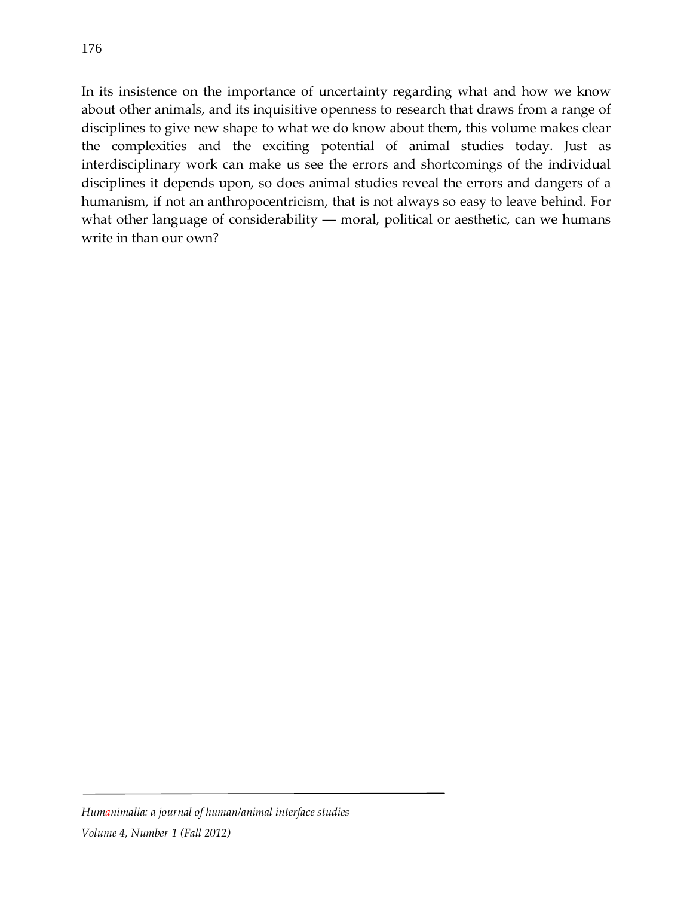In its insistence on the importance of uncertainty regarding what and how we know about other animals, and its inquisitive openness to research that draws from a range of disciplines to give new shape to what we do know about them, this volume makes clear the complexities and the exciting potential of animal studies today. Just as interdisciplinary work can make us see the errors and shortcomings of the individual disciplines it depends upon, so does animal studies reveal the errors and dangers of a humanism, if not an anthropocentricism, that is not always so easy to leave behind. For what other language of considerability — moral, political or aesthetic, can we humans write in than our own?